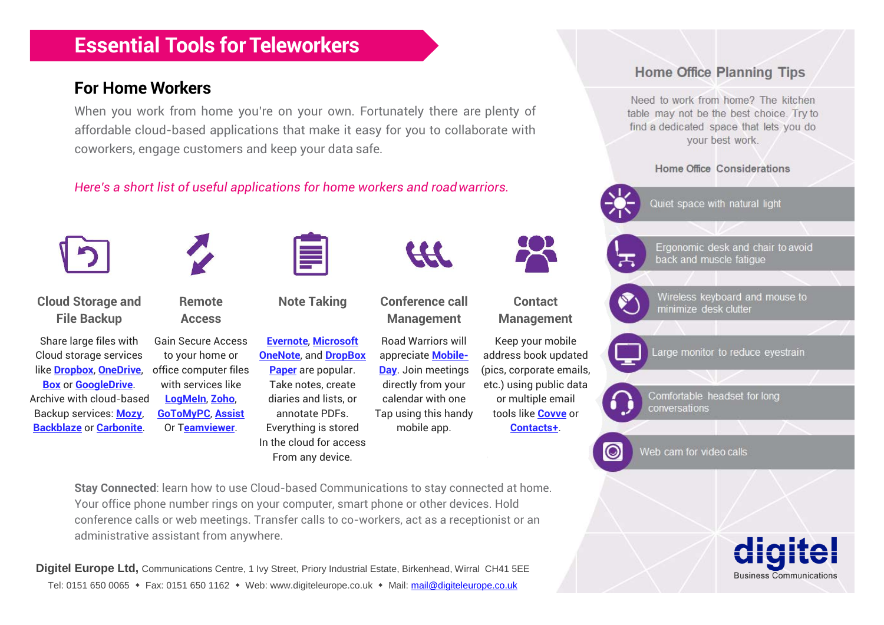# Essential Tools for Teleworkers

## For Home Workers

When you work from home you're on your own. Fortunately there are plenty of affordable cloud-based applications that make it easy for you to collaborate with coworkers, engage customers and keep your data safe.

*Here's a short list of useful applications for home workers and road warriors.*

### Cloud Storage and File Backup

Share large files with Cloud storage services like **Dropbox**, **OneDrive**, **Box** or **GoogleDrive**. Archive with cloud-based Backup services: **Mozy**, **Backblaze** or **Carbonite**.

### Remote Access

Gain Secure Access to your home or office computer files with services like **LogMeIn**, **Zoho**, **GoToMyPC**, **Assist** Or T**eamviewer**.

### Note Taking

**Evernote**, **Microsoft OneNote**, and **DropBox Paper** are popular. Take notes, create diaries and lists, or annotate PDFs. Everything is stored In the cloud for access From any device.

### Conference call Management

Road Warriors will appreciate **Mobile-Day**. Join meetings directly from your calendar with one Tap using this handy mobile app.

### Contact Management

Keep your mobile address book updated (pics, corporate emails, etc.) using public data or multiple email tools like **Covve** or **Contacts+**.

**Stay Connected**: learn how to use Cloud-based Communications to stay connected at home. Your office phone number rings on your computer, smart phone or other devices. Hold conference calls or web meetings. Transfer calls to co-workers, act as a receptionist or an administrative assistant from anywhere.

## Home Office Planning Tips

Need to work from home? The kitchen table may not be the best choice. Try to find a dedicated space that lets you do your best work.

### Home Office Considerations

- Quiet space with natural light
- Ergonomic desk and chair to avoid back and muscle fatigue
- Wireless keyboard and mouse to minimize desk clutter
- Large monitor to reduce eyestrain
- Comfortable headset for long conversations
- Web cam for video calls

digitel
Business Communications

**Digitel Europe Ltd,** Communications Centre, 1 Ivy Street, Priory Industrial Estate, Birkenhead, Wirral CH41 5EE
Tel: 0151 650 0065 ◆ Fax: 0151 650 1162 ◆ Web: www.digiteleurope.co.uk ◆ Mail: mail@digiteleurope.co.uk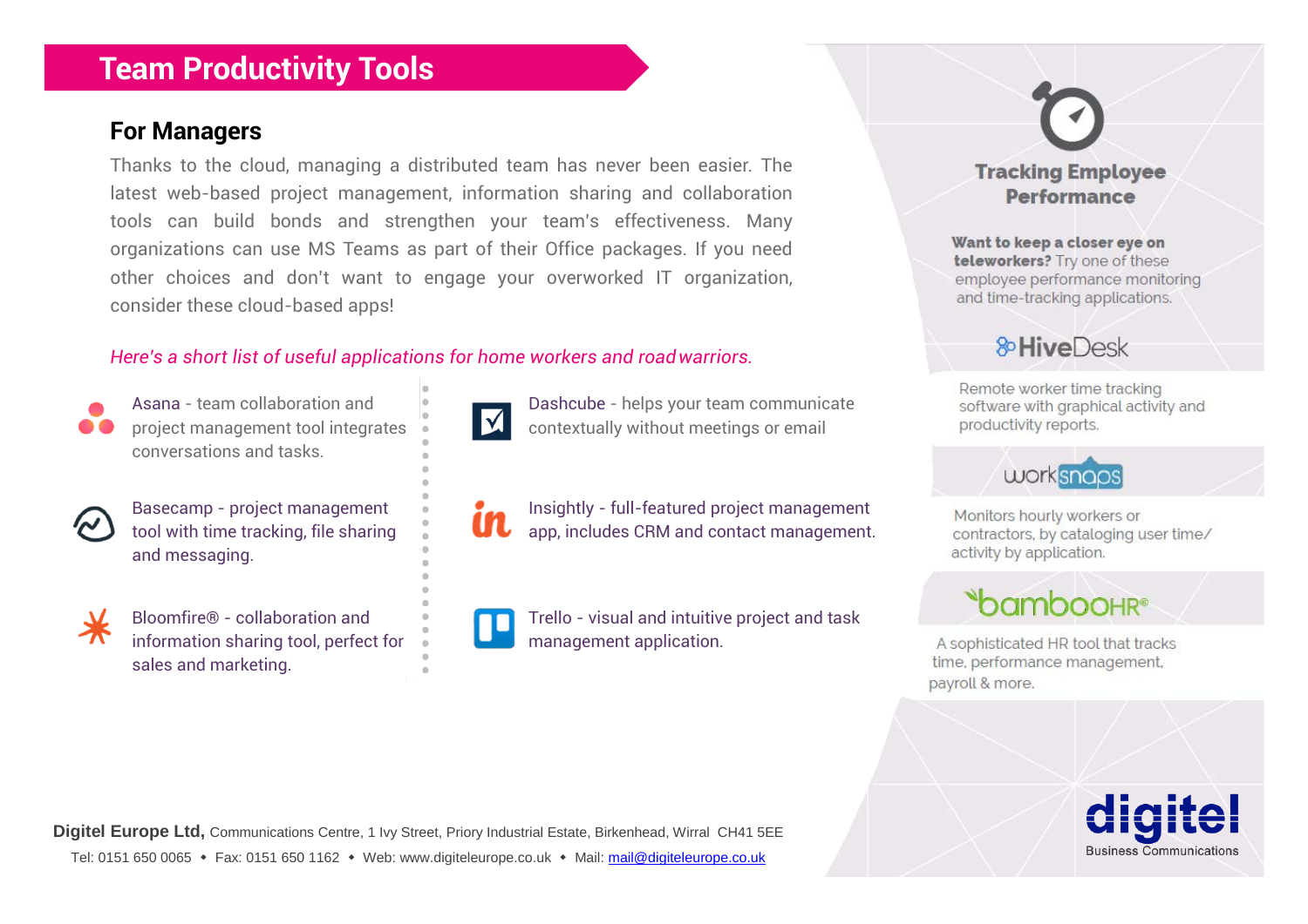# Team Productivity Tools

## For Managers

Thanks to the cloud, managing a distributed team has never been easier. The latest web-based project management, information sharing and collaboration tools can build bonds and strengthen your team's effectiveness. Many organizations can use MS Teams as part of their Office packages. If you need other choices and don't want to engage your overworked IT organization, consider these cloud-based apps!

*Here's a short list of useful applications for home workers and road warriors.*

- Asana - team collaboration and project management tool integrates conversations and tasks.
- Basecamp - project management tool with time tracking, file sharing and messaging.
- Bloomfire® - collaboration and information sharing tool, perfect for sales and marketing.
- Dashcube - helps your team communicate contextually without meetings or email
- Insightly - full-featured project management app, includes CRM and contact management.
- Trello - visual and intuitive project and task management application.

### Tracking Employee Performance

**Want to keep a closer eye on teleworkers?** Try one of these employee performance monitoring and time-tracking applications.

**HiveDesk**

Remote worker time tracking software with graphical activity and productivity reports.

**worksnaps**

Monitors hourly workers or contractors, by cataloging user time/ activity by application.

**bambooHR®**

A sophisticated HR tool that tracks time, performance management, payroll & more.

**Digitel Europe Ltd,** Communications Centre, 1 Ivy Street, Priory Industrial Estate, Birkenhead, Wirral CH41 5EE

Tel: 0151 650 0065 ◆ Fax: 0151 650 1162 ◆ Web: www.digiteleurope.co.uk ◆ Mail: mail@digiteleurope.co.uk

**digitel** Business Communications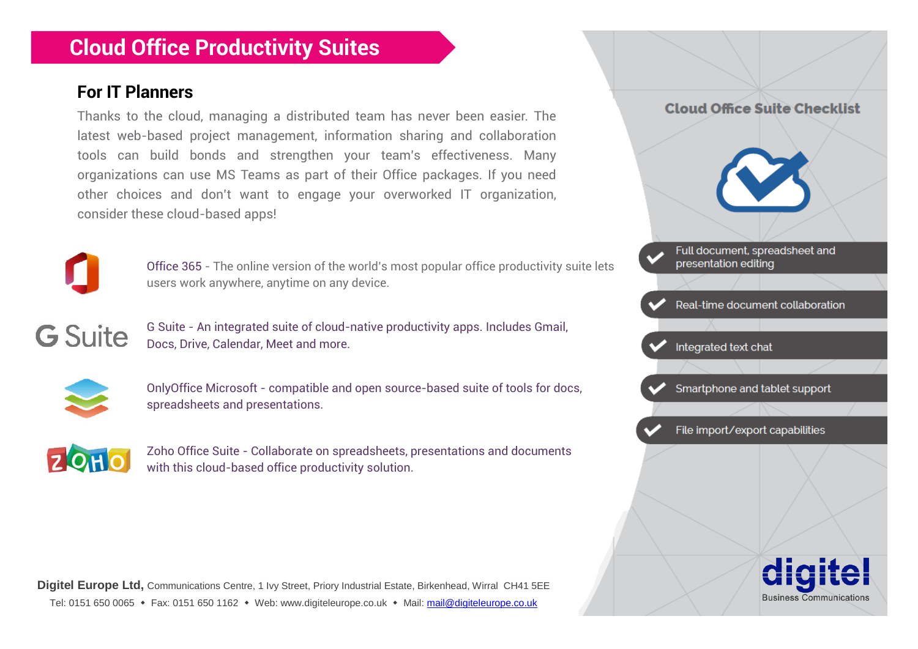# Cloud Office Productivity Suites

## For IT Planners

Thanks to the cloud, managing a distributed team has never been easier. The latest web-based project management, information sharing and collaboration tools can build bonds and strengthen your team's effectiveness. Many organizations can use MS Teams as part of their Office packages. If you need other choices and don't want to engage your overworked IT organization, consider these cloud-based apps!

Office 365 - The online version of the world's most popular office productivity suite lets users work anywhere, anytime on any device.

G Suite - An integrated suite of cloud-native productivity apps. Includes Gmail, Docs, Drive, Calendar, Meet and more.

OnlyOffice Microsoft - compatible and open source-based suite of tools for docs, spreadsheets and presentations.

Zoho Office Suite - Collaborate on spreadsheets, presentations and documents with this cloud-based office productivity solution.

### Cloud Office Suite Checklist

- Full document, spreadsheet and presentation editing
- Real-time document collaboration
- Integrated text chat
- Smartphone and tablet support
- File import/export capabilities

**Digitel Europe Ltd,** Communications Centre, 1 Ivy Street, Priory Industrial Estate, Birkenhead, Wirral CH41 5EE

Tel: 0151 650 0065 • Fax: 0151 650 1162 • Web: www.digiteleurope.co.uk • Mail: mail@digiteleurope.co.uk

digitel Business Communications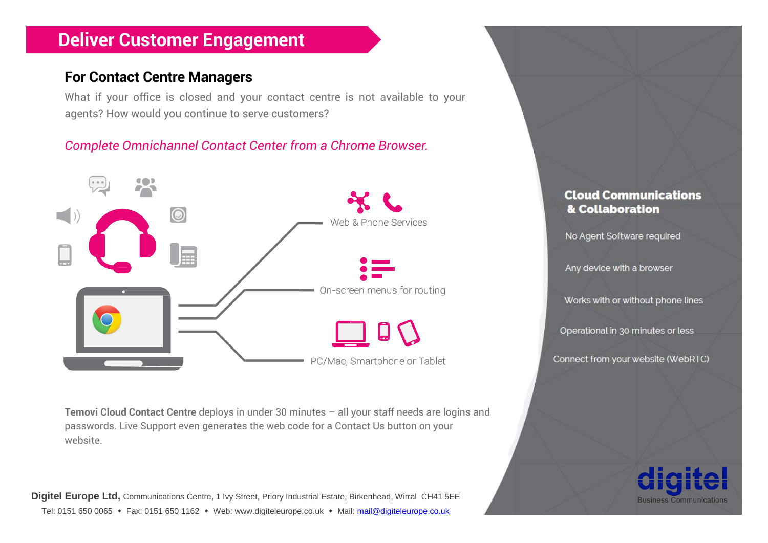# Deliver Customer Engagement

## For Contact Centre Managers

What if your office is closed and your contact centre is not available to your agents? How would you continue to serve customers?

*Complete Omnichannel Contact Center from a Chrome Browser.*

Web & Phone Services

On-screen menus for routing

PC/Mac, Smartphone or Tablet

**Temovi Cloud Contact Centre** deploys in under 30 minutes – all your staff needs are logins and passwords. Live Support even generates the web code for a Contact Us button on your website.

### Cloud Communications & Collaboration

No Agent Software required

Any device with a browser

Works with or without phone lines

Operational in 30 minutes or less

Connect from your website (WebRTC)

digitel
Business Communications

**Digitel Europe Ltd,** Communications Centre, 1 Ivy Street, Priory Industrial Estate, Birkenhead, Wirral CH41 5EE

Tel: 0151 650 0065 ◆ Fax: 0151 650 1162 ◆ Web: www.digiteleurope.co.uk ◆ Mail: mail@digiteleurope.co.uk